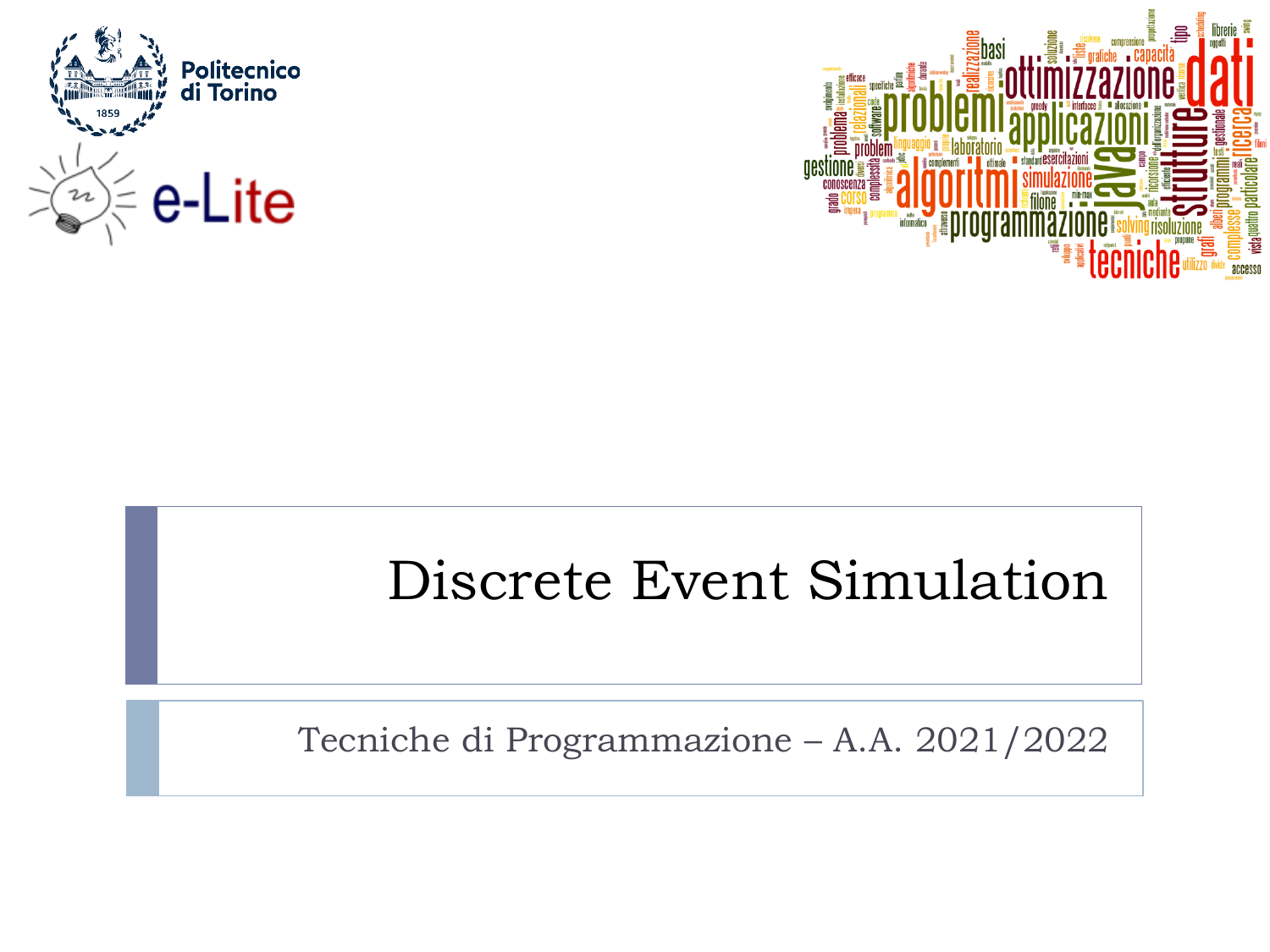# Discrete Event Simulation

Tecniche di Programmazione – A.A. 2021/2022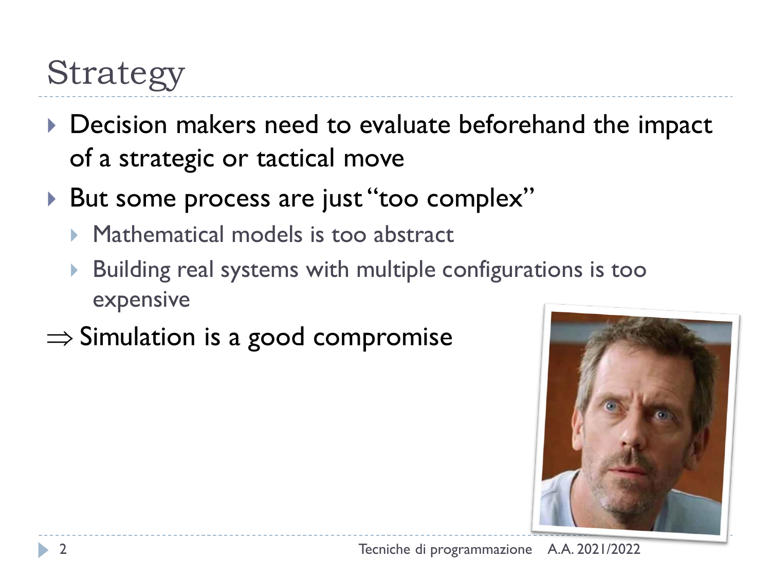# Strategy

- Decision makers need to evaluate beforehand the impact of a strategic or tactical move
- But some process are just "too complex"
  - Mathematical models is too abstract
  - Building real systems with multiple configurations is too expensive

$\Rightarrow$ Simulation is a good compromise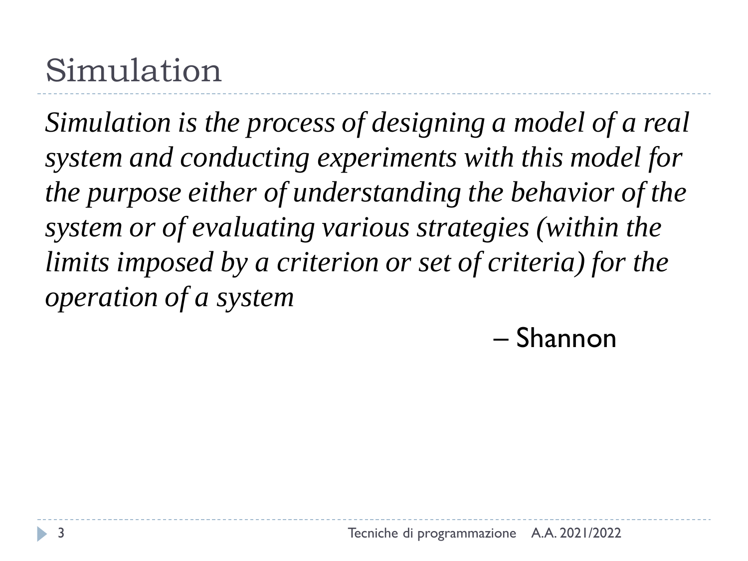# Simulation

*Simulation is the process of designing a model of a real system and conducting experiments with this model for the purpose either of understanding the behavior of the system or of evaluating various strategies (within the limits imposed by a criterion or set of criteria) for the operation of a system*

– Shannon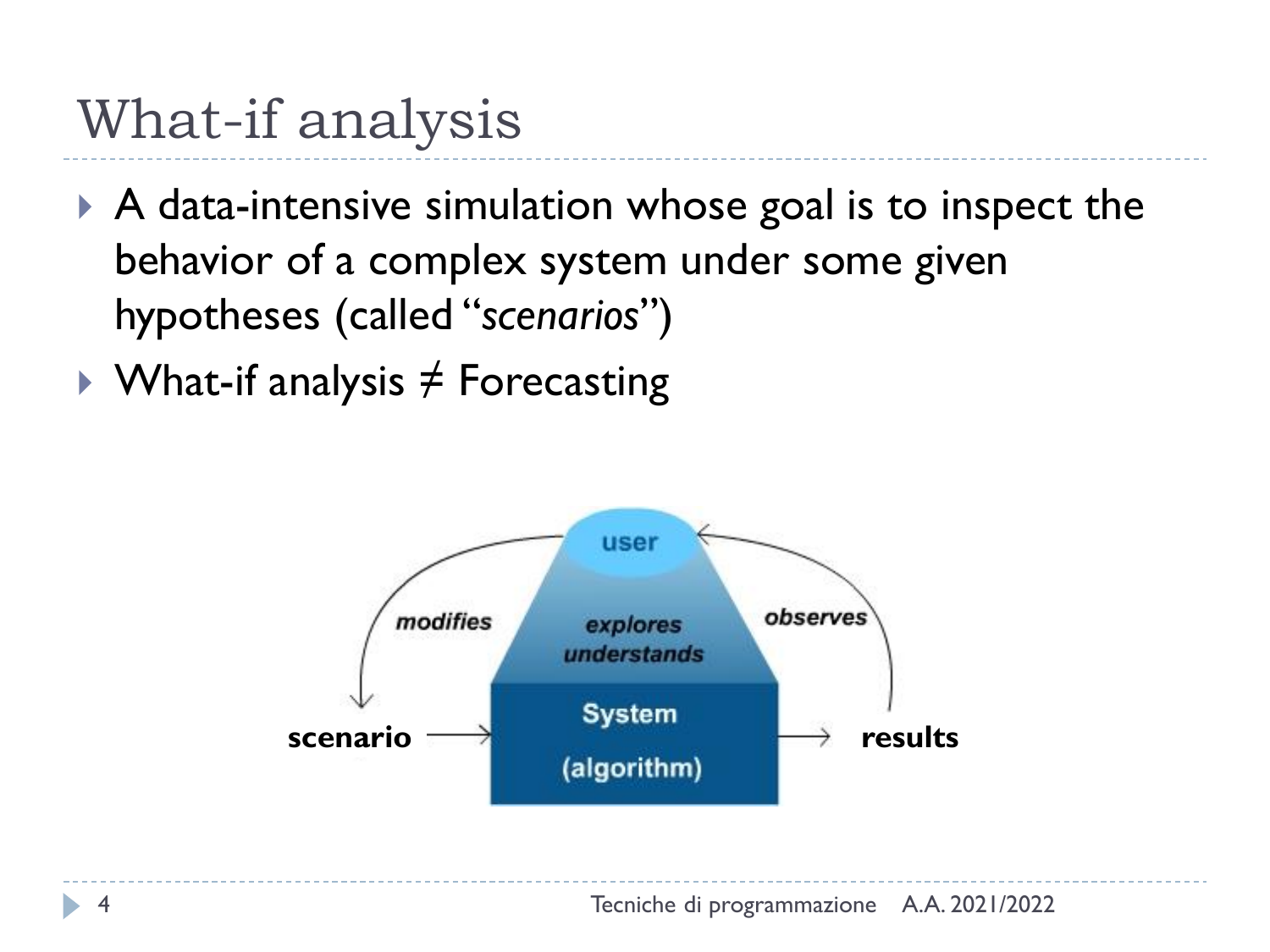# What-if analysis

- A data-intensive simulation whose goal is to inspect the behavior of a complex system under some given hypotheses (called "*scenarios*")
- What-if analysis ≠ Forecasting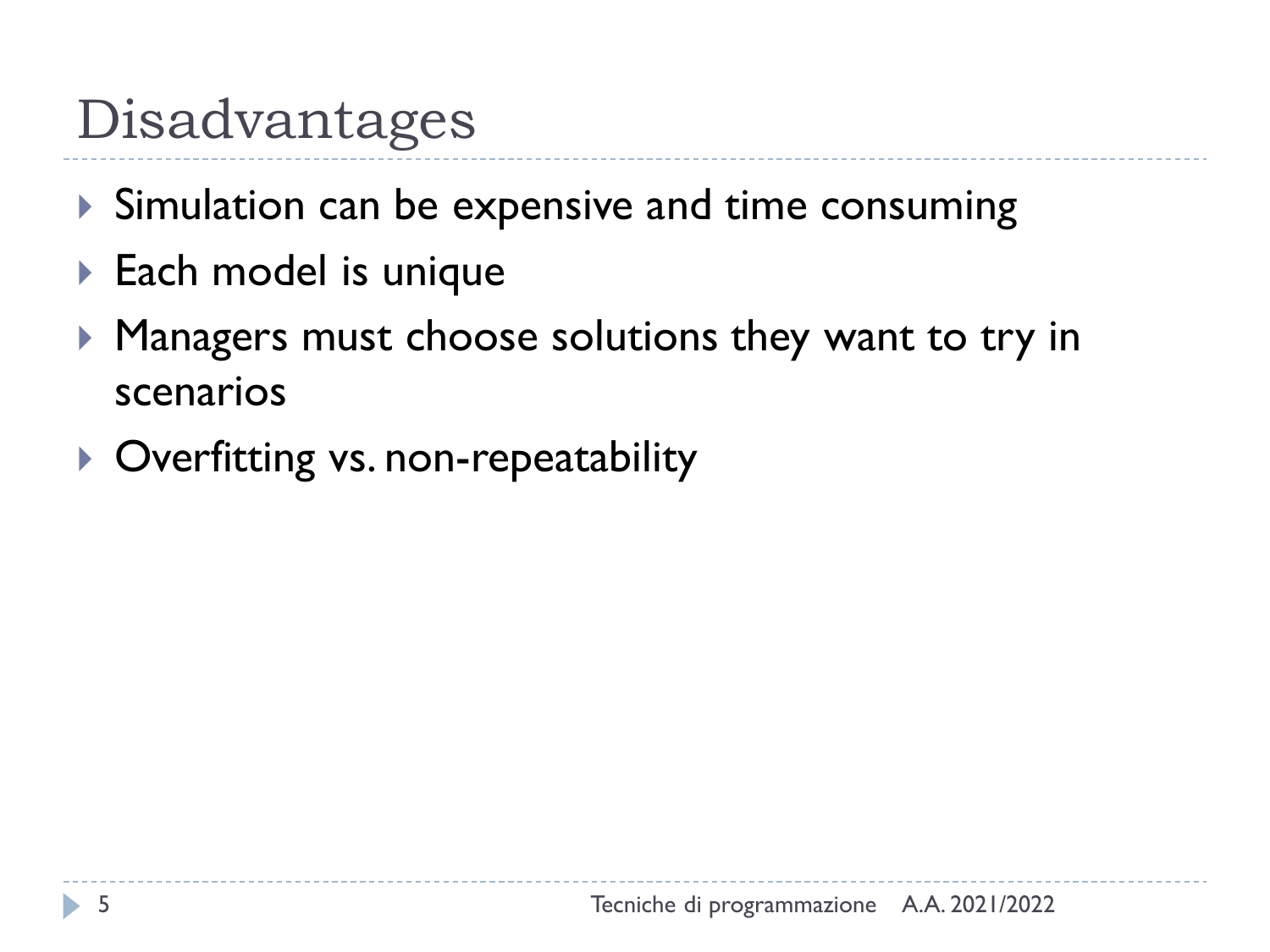# Disadvantages

- Simulation can be expensive and time consuming
- Each model is unique
- Managers must choose solutions they want to try in scenarios
- Overfitting vs. non-repeatability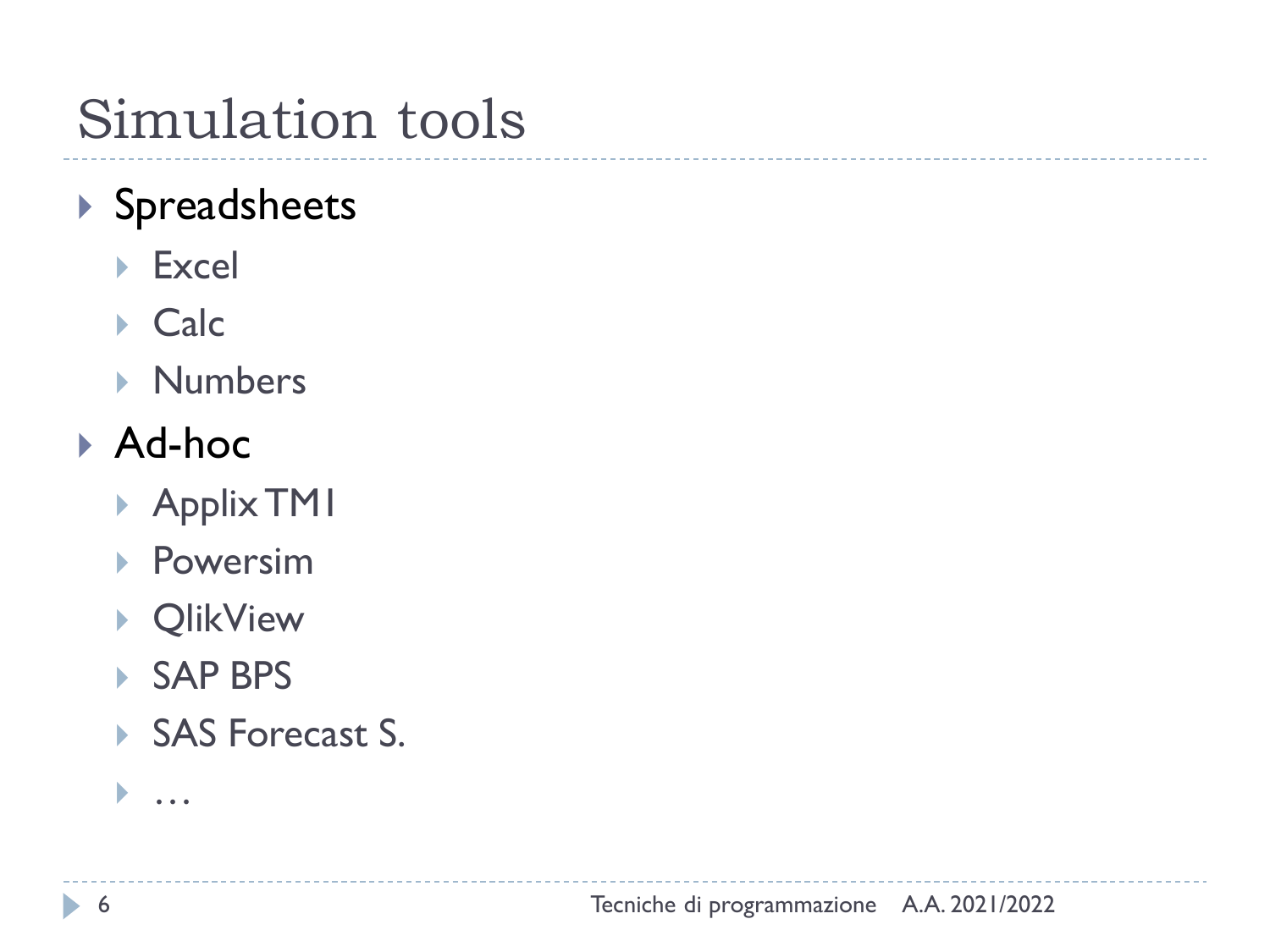# Simulation tools

- Spreadsheets
  - Excel
  - Calc
  - Numbers
- Ad-hoc
  - Applix TM1
  - Powersim
  - QlikView
  - SAP BPS
  - SAS Forecast S.
  - …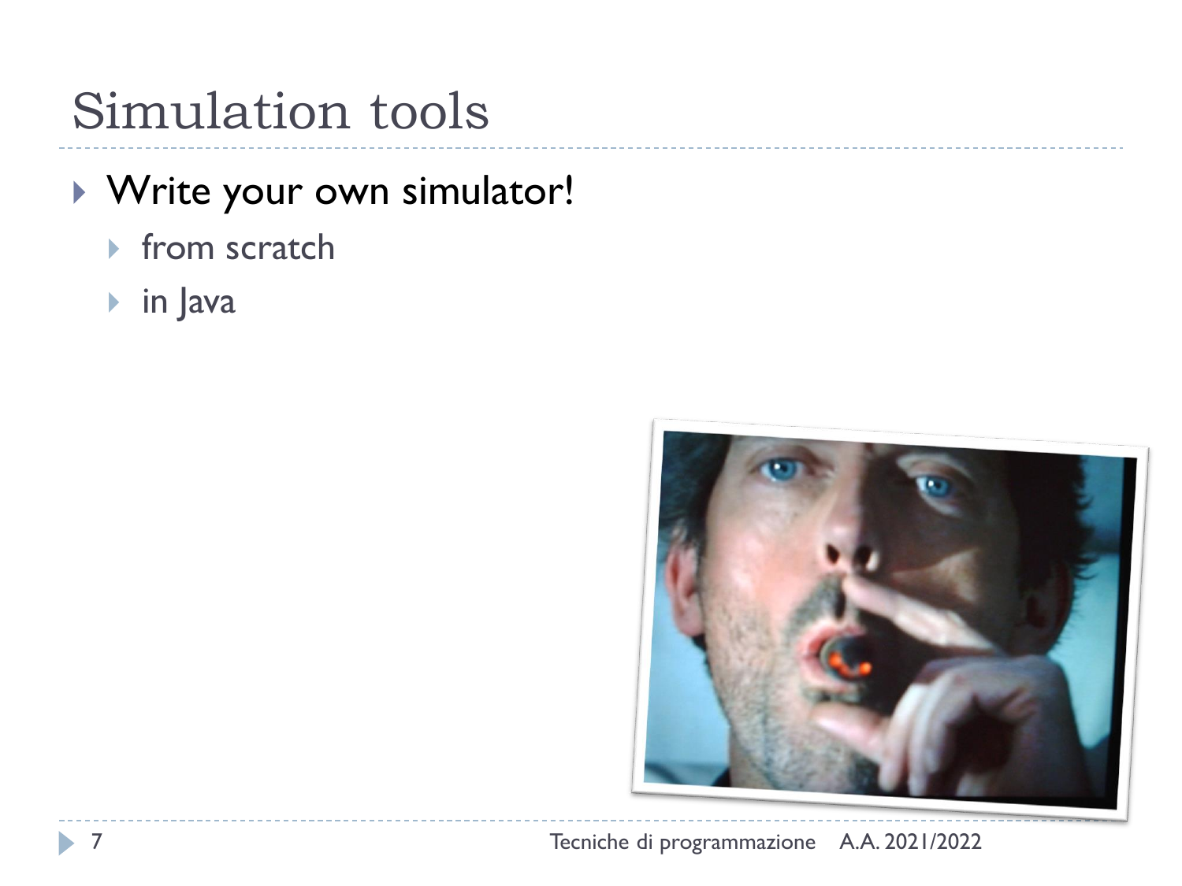# Simulation tools

- Write your own simulator!
  - from scratch
  - in Java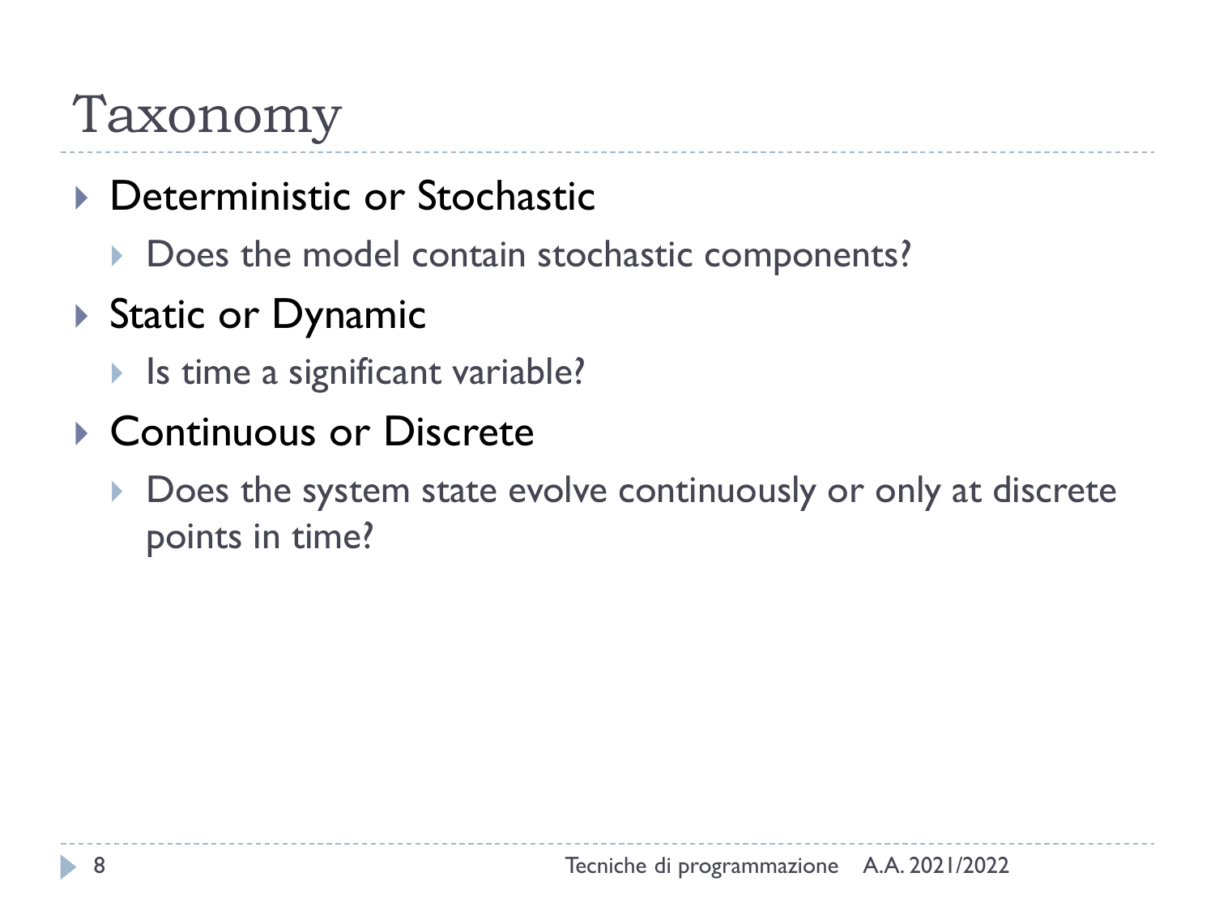# Taxonomy

- Deterministic or Stochastic
  - Does the model contain stochastic components?
- Static or Dynamic
  - Is time a significant variable?
- Continuous or Discrete
  - Does the system state evolve continuously or only at discrete points in time?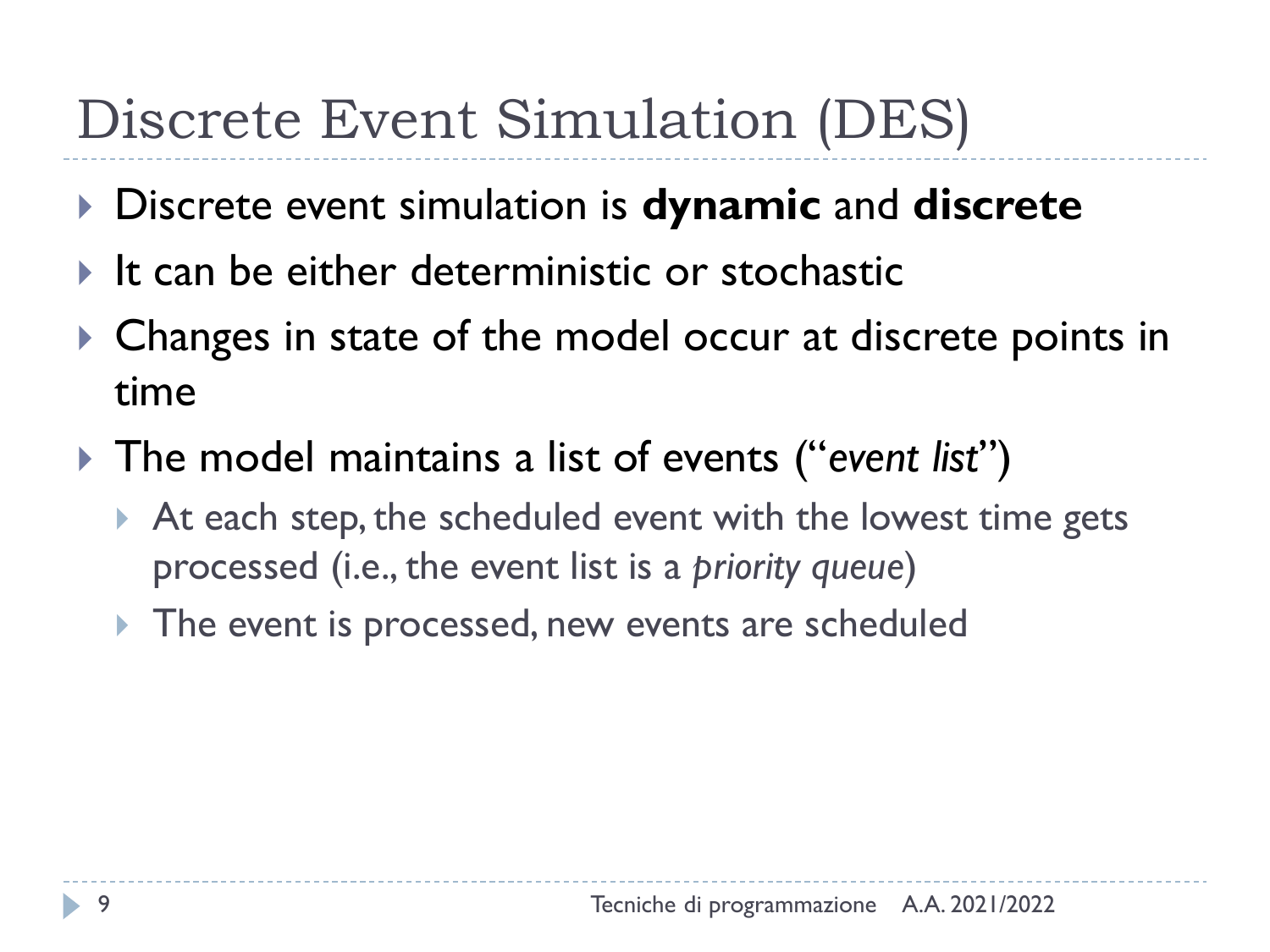# Discrete Event Simulation (DES)

- Discrete event simulation is **dynamic** and **discrete**
- It can be either deterministic or stochastic
- Changes in state of the model occur at discrete points in time
- The model maintains a list of events ("*event list*")
  - At each step, the scheduled event with the lowest time gets processed (i.e., the event list is a *priority queue*)
  - The event is processed, new events are scheduled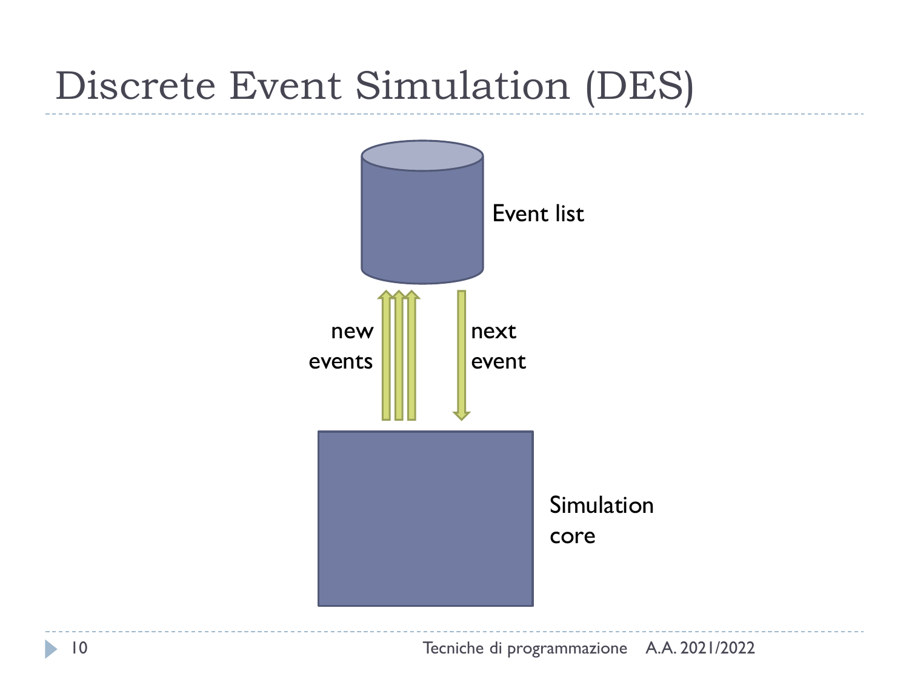# Discrete Event Simulation (DES)

Event list

new events

next event

Simulation core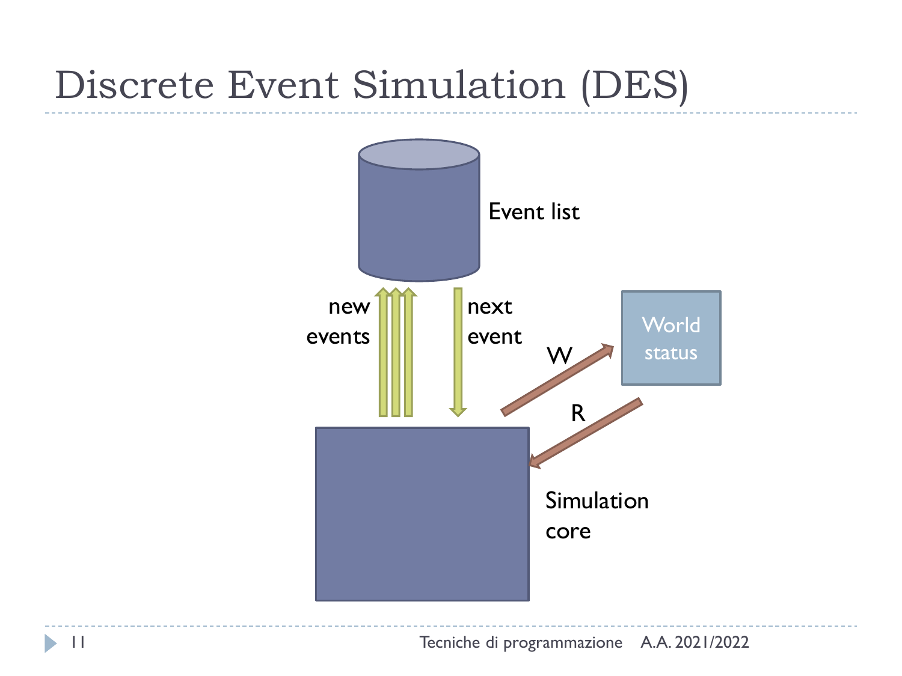# Discrete Event Simulation (DES)

Event list

new events

next event

W

R

World status

Simulation core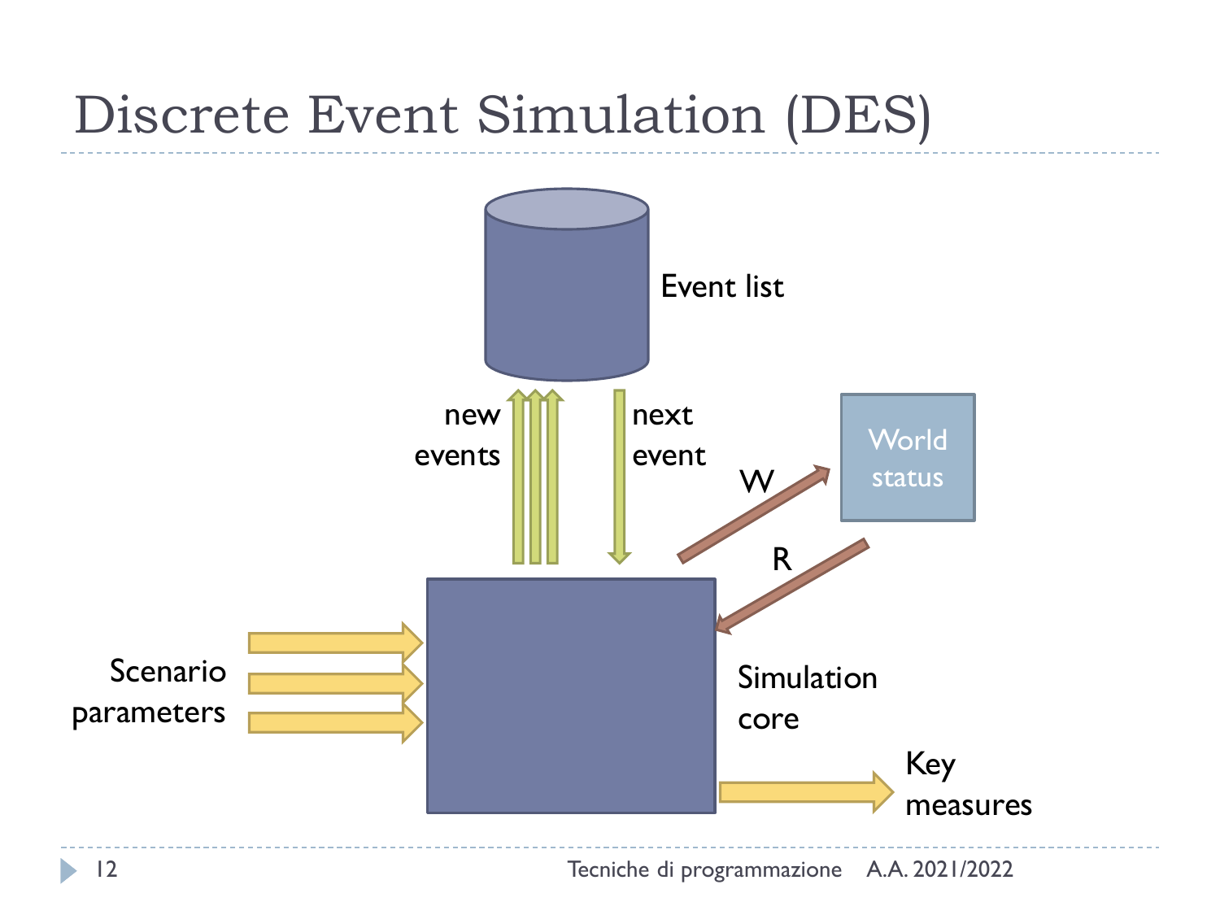# Discrete Event Simulation (DES)

Event list

new events

next event

World status

W

R

Scenario parameters

Simulation core

Key measures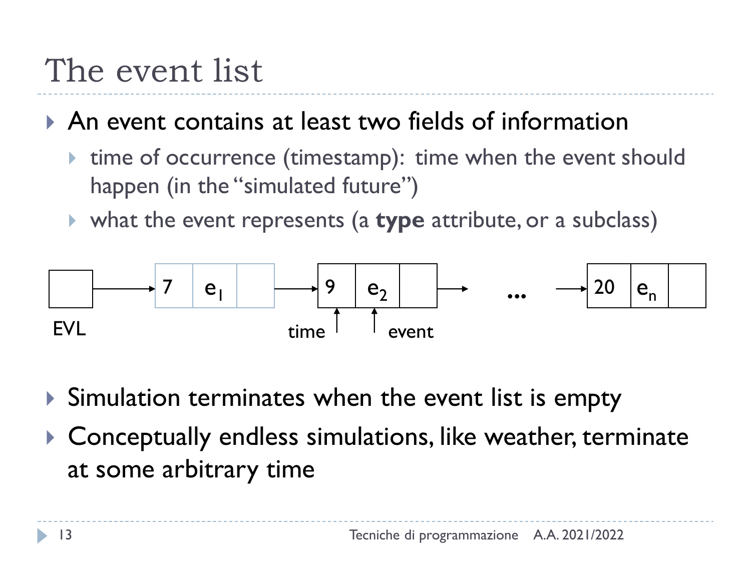# The event list

- An event contains at least two fields of information
  - time of occurrence (timestamp): time when the event should happen (in the "simulated future")
  - what the event represents (a **type** attribute, or a subclass)

EVL → [7 | $e_1$ | ] → [9 | $e_2$ | ] → ... → [20 | $e_n$ | ]

time ↑ ↑ event

- Simulation terminates when the event list is empty
- Conceptually endless simulations, like weather, terminate at some arbitrary time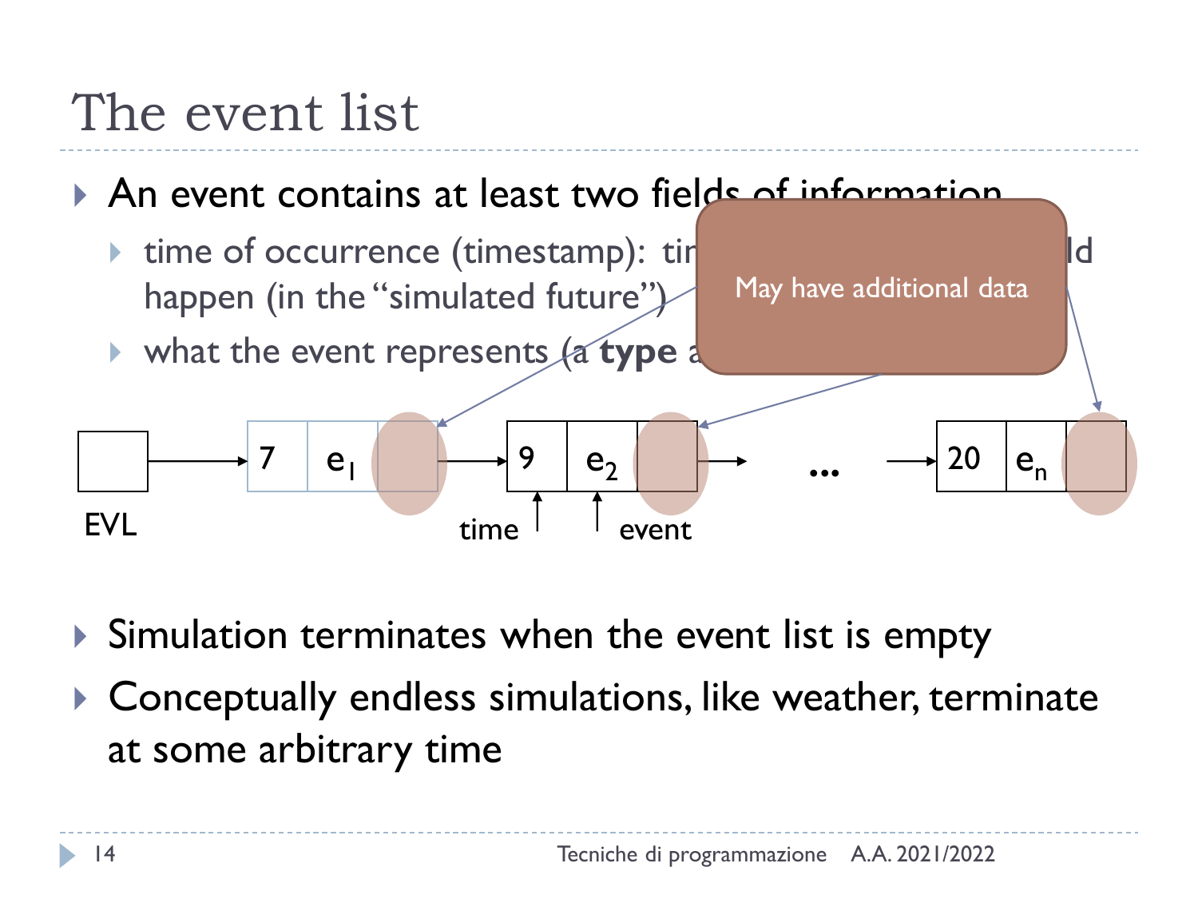# The event list

- An event contains at least two fields of information
  - time of occurrence (timestamp): tir[...]ld happen (in the "simulated future")
  - what the event represents (a **type** a[...]

May have additional data

EVL → | 7 | $e_1$ | | → | 9 | $e_2$ | | → ... → | 20 | $e_n$ | |

time, event

- Simulation terminates when the event list is empty
- Conceptually endless simulations, like weather, terminate at some arbitrary time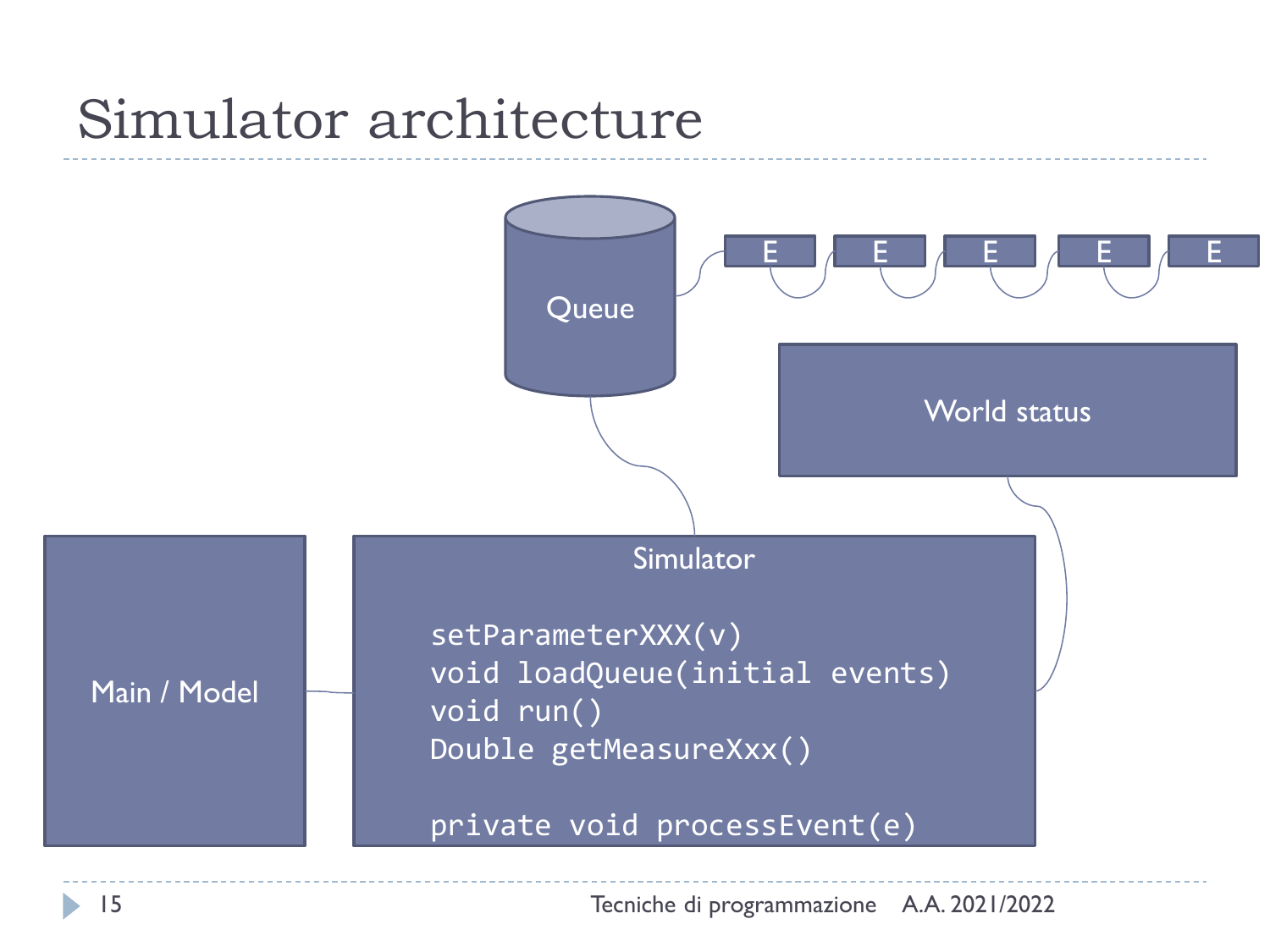# Simulator architecture

Queue

E E E E E

World status

Main / Model

Simulator

```
setParameterXXX(v)
void loadQueue(initial events)
void run()
Double getMeasureXxx()

private void processEvent(e)
```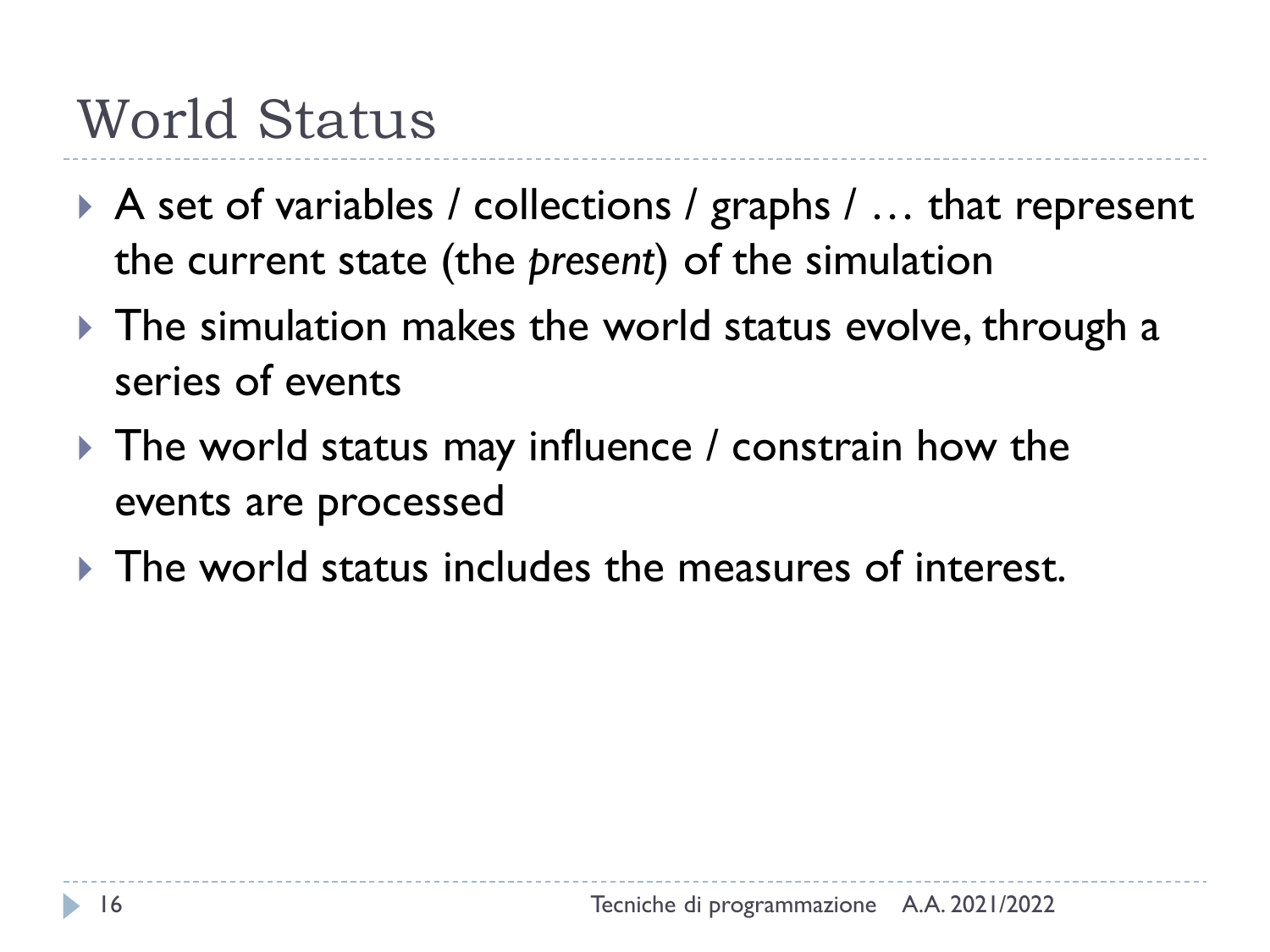# World Status

- A set of variables / collections / graphs / … that represent the current state (the *present*) of the simulation
- The simulation makes the world status evolve, through a series of events
- The world status may influence / constrain how the events are processed
- The world status includes the measures of interest.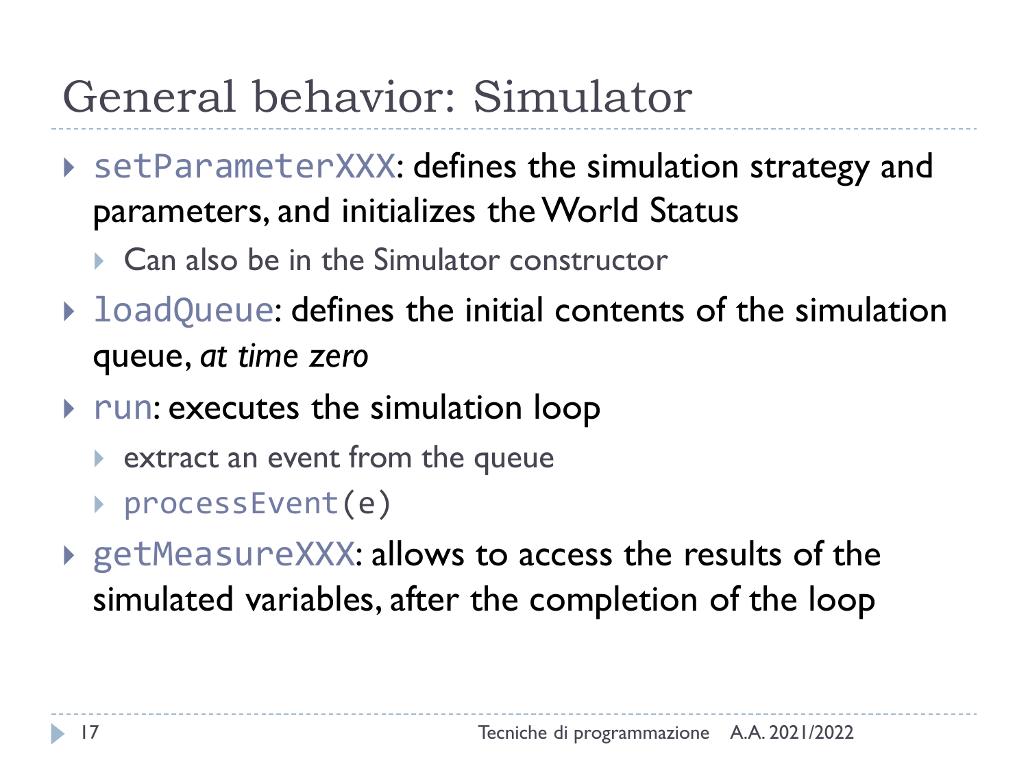# General behavior: Simulator

- `setParameterXXX`: defines the simulation strategy and parameters, and initializes the World Status
  - Can also be in the Simulator constructor
- `loadQueue`: defines the initial contents of the simulation queue, *at time zero*
- `run`: executes the simulation loop
  - extract an event from the queue
  - `processEvent(e)`
- `getMeasureXXX`: allows to access the results of the simulated variables, after the completion of the loop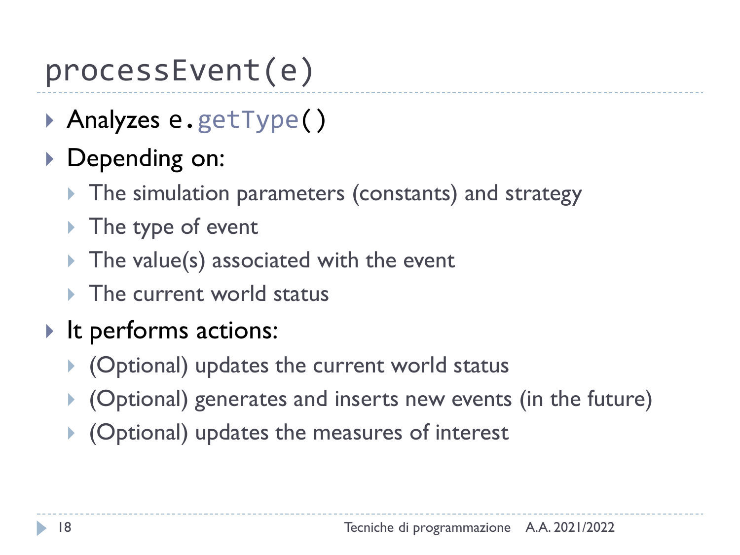# processEvent(e)

- Analyzes `e.getType()`
- Depending on:
  - The simulation parameters (constants) and strategy
  - The type of event
  - The value(s) associated with the event
  - The current world status
- It performs actions:
  - (Optional) updates the current world status
  - (Optional) generates and inserts new events (in the future)
  - (Optional) updates the measures of interest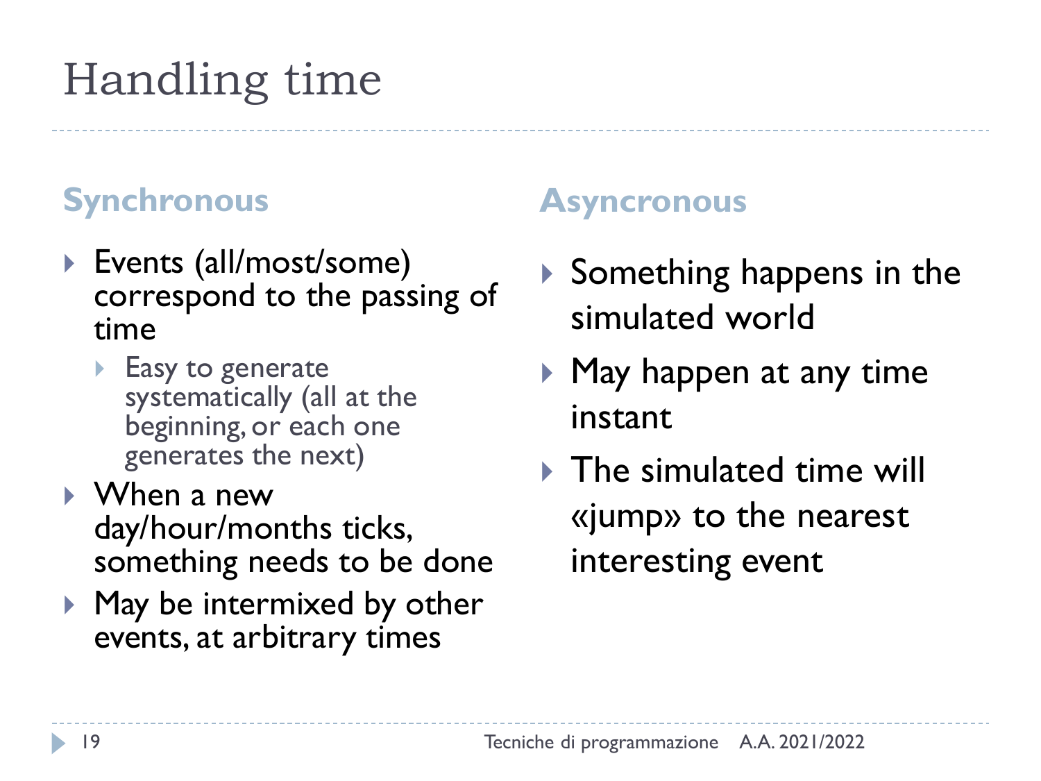# Handling time

## Synchronous

- Events (all/most/some) correspond to the passing of time
  - Easy to generate systematically (all at the beginning, or each one generates the next)
- When a new day/hour/months ticks, something needs to be done
- May be intermixed by other events, at arbitrary times

## Asyncronous

- Something happens in the simulated world
- May happen at any time instant
- The simulated time will «jump» to the nearest interesting event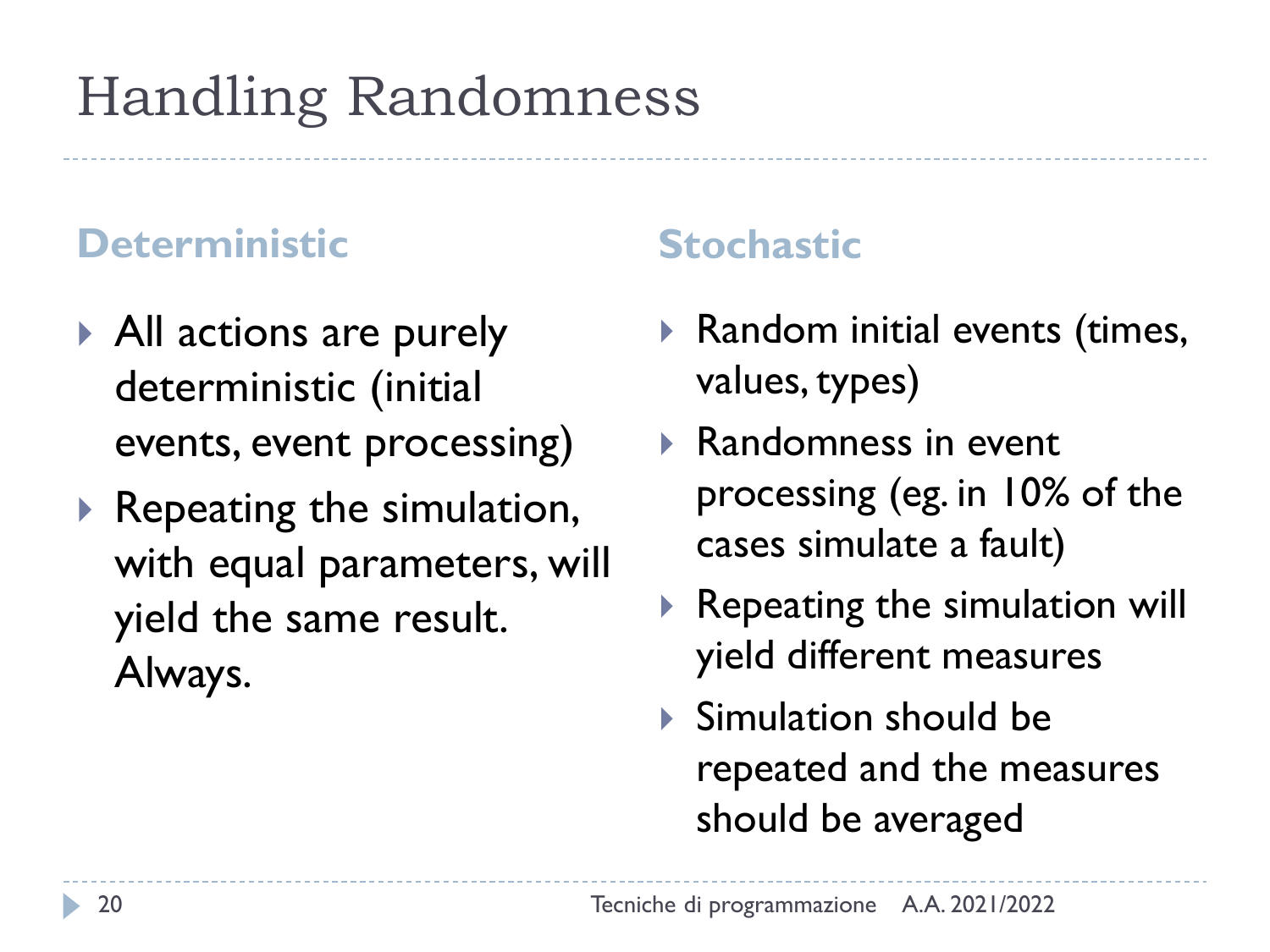# Handling Randomness

## Deterministic

- All actions are purely deterministic (initial events, event processing)
- Repeating the simulation, with equal parameters, will yield the same result. Always.

## Stochastic

- Random initial events (times, values, types)
- Randomness in event processing (eg. in 10% of the cases simulate a fault)
- Repeating the simulation will yield different measures
- Simulation should be repeated and the measures should be averaged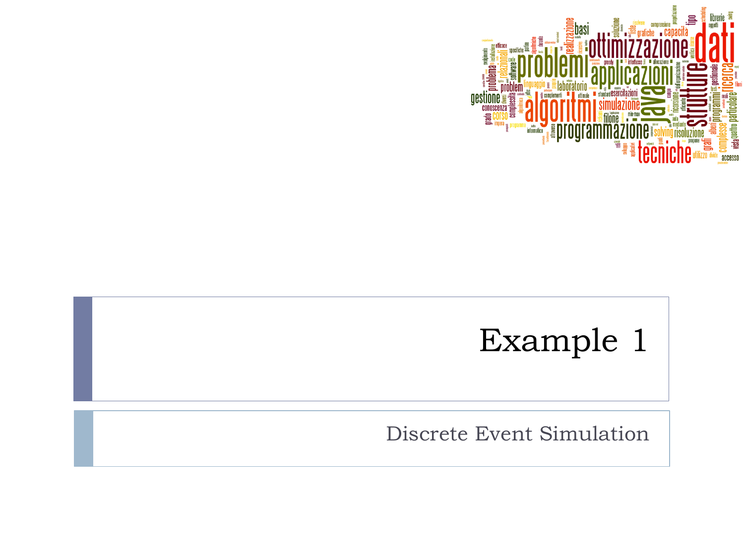# Example 1

## Discrete Event Simulation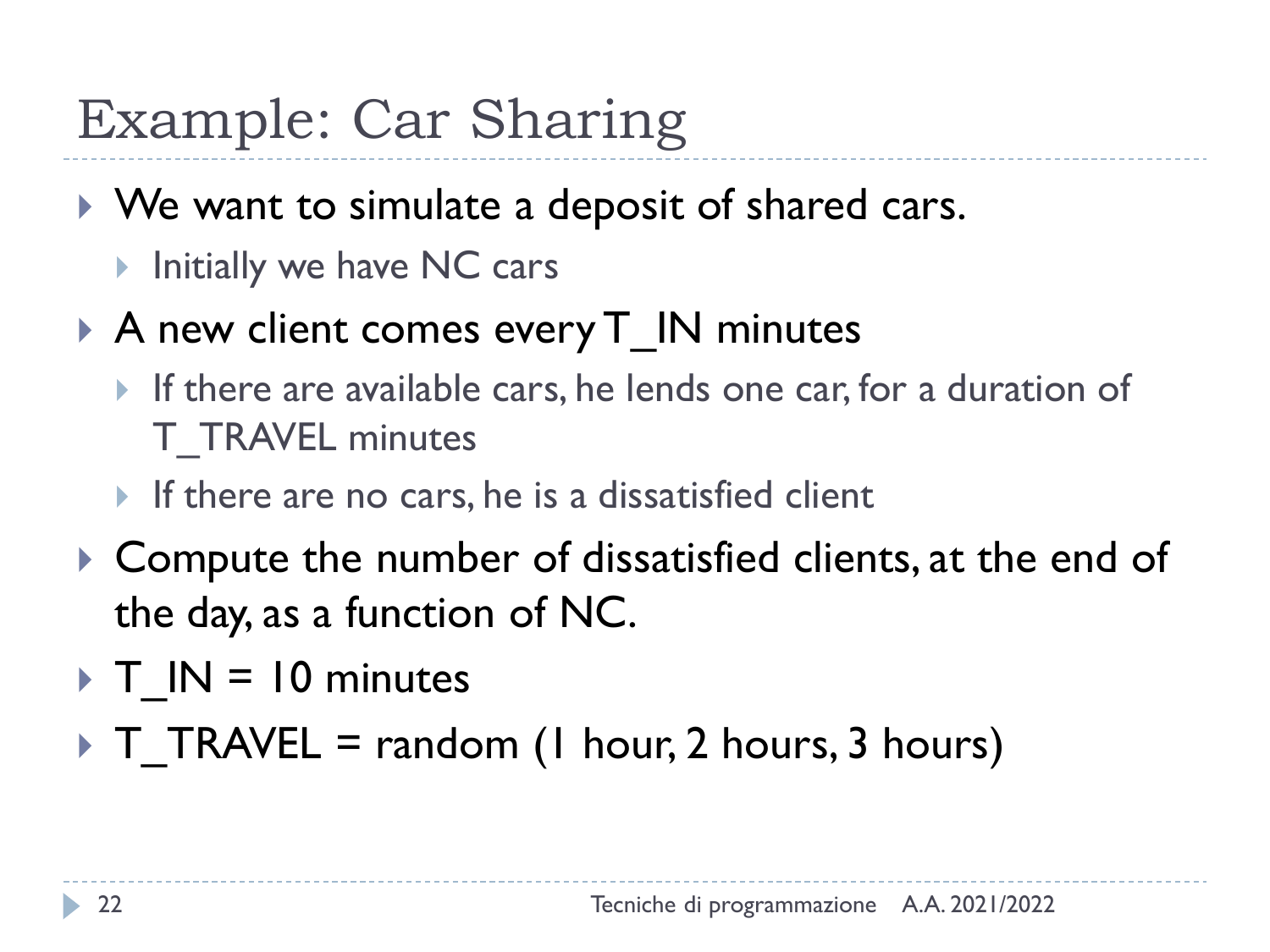# Example: Car Sharing

- We want to simulate a deposit of shared cars.
  - Initially we have NC cars
- A new client comes every T_IN minutes
  - If there are available cars, he lends one car, for a duration of T_TRAVEL minutes
  - If there are no cars, he is a dissatisfied client
- Compute the number of dissatisfied clients, at the end of the day, as a function of NC.
- T_IN = 10 minutes
- T_TRAVEL = random (1 hour, 2 hours, 3 hours)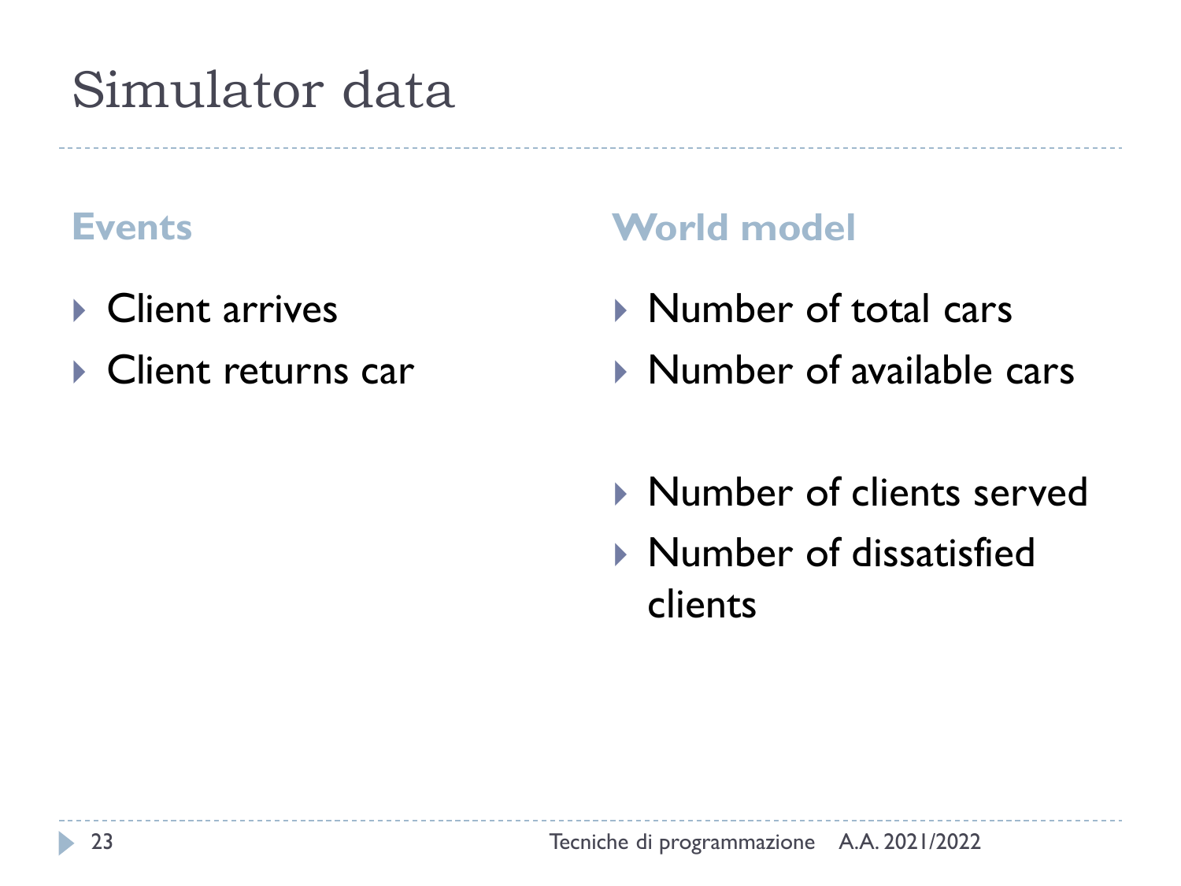# Simulator data

### Events

- Client arrives
- Client returns car

### World model

- Number of total cars
- Number of available cars

- Number of clients served
- Number of dissatisfied clients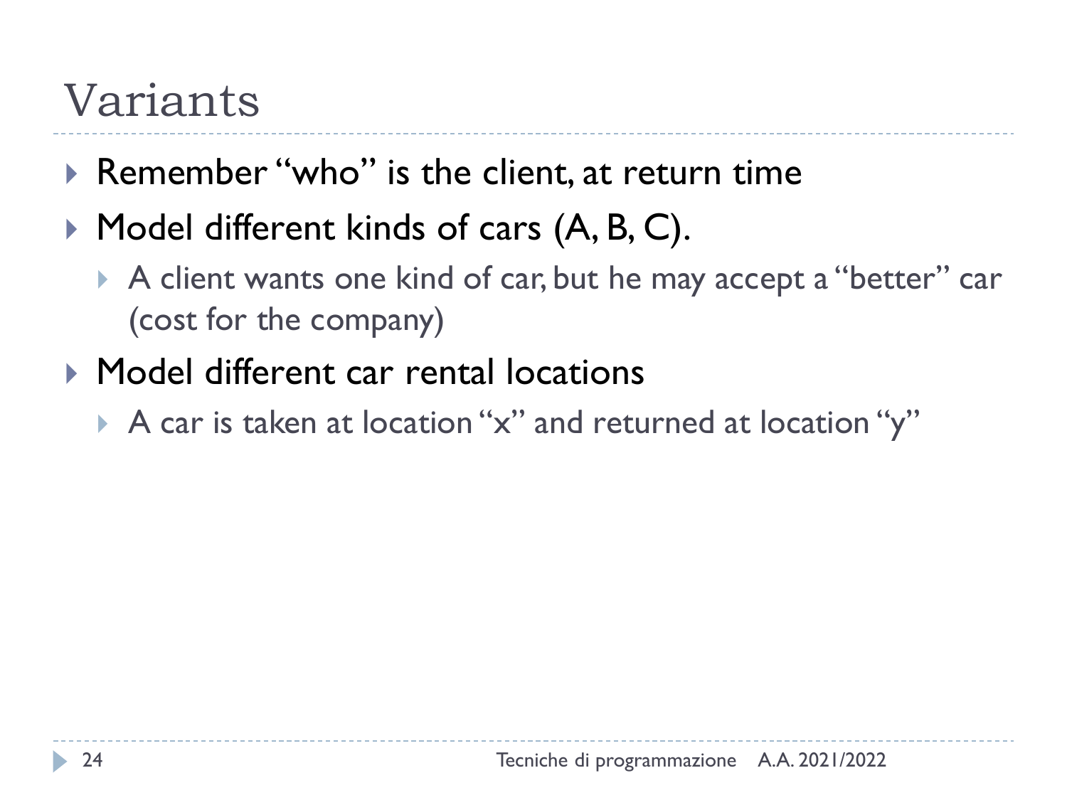# Variants

- Remember "who" is the client, at return time
- Model different kinds of cars (A, B, C).
  - A client wants one kind of car, but he may accept a "better" car (cost for the company)
- Model different car rental locations
  - A car is taken at location "x" and returned at location "y"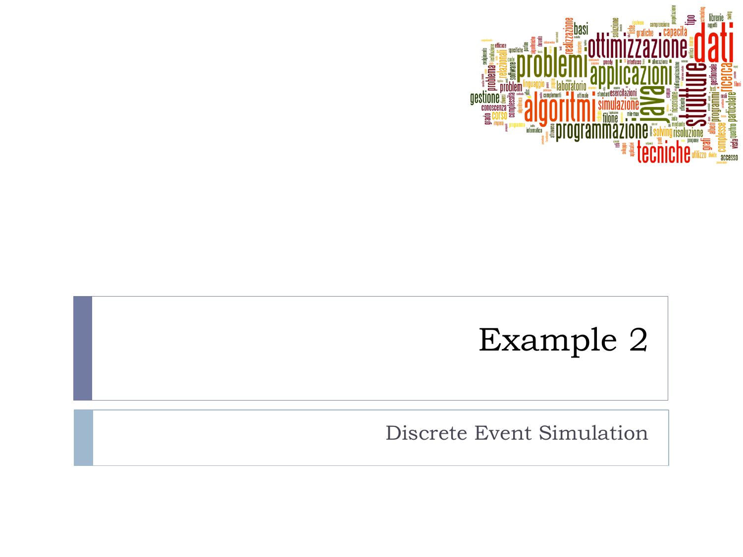# Example 2

Discrete Event Simulation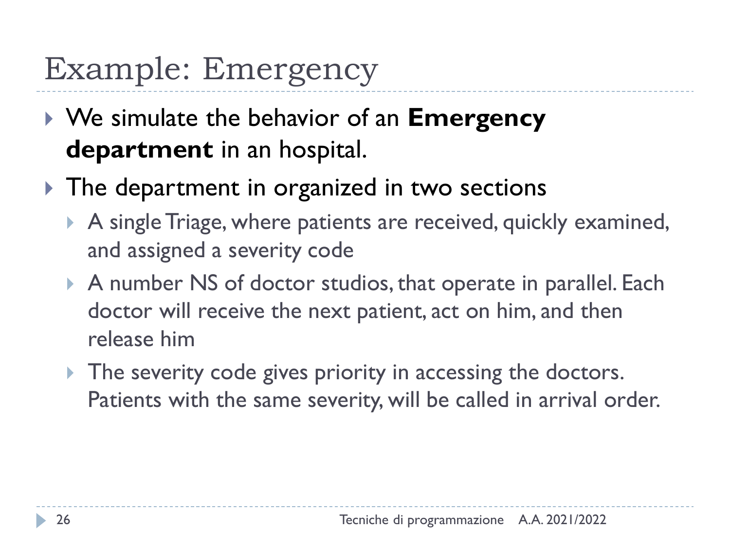# Example: Emergency

- We simulate the behavior of an **Emergency department** in an hospital.
- The department in organized in two sections
  - A single Triage, where patients are received, quickly examined, and assigned a severity code
  - A number NS of doctor studios, that operate in parallel. Each doctor will receive the next patient, act on him, and then release him
  - The severity code gives priority in accessing the doctors. Patients with the same severity, will be called in arrival order.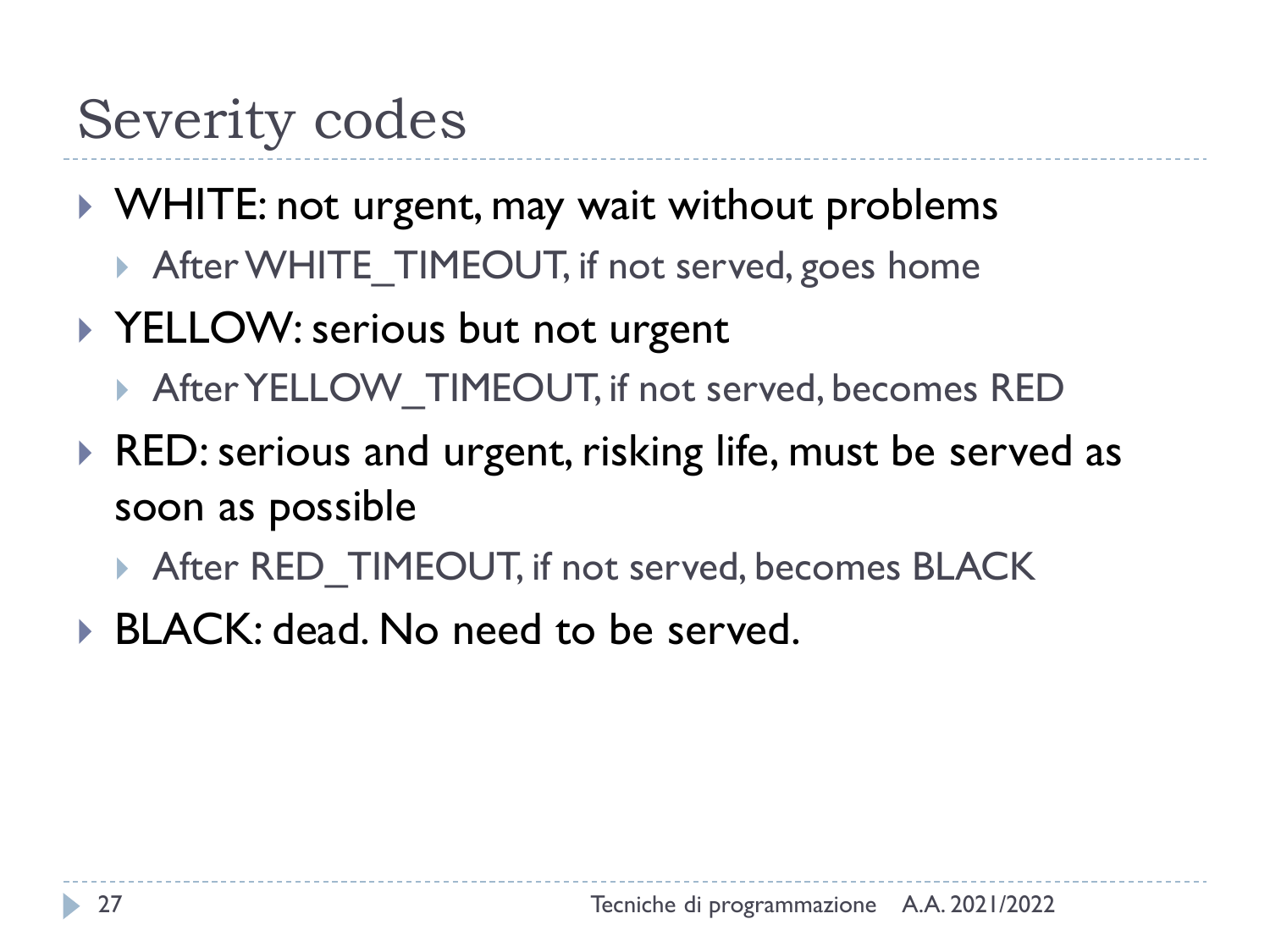# Severity codes

- WHITE: not urgent, may wait without problems
  - After WHITE_TIMEOUT, if not served, goes home
- YELLOW: serious but not urgent
  - After YELLOW_TIMEOUT, if not served, becomes RED
- RED: serious and urgent, risking life, must be served as soon as possible
  - After RED_TIMEOUT, if not served, becomes BLACK
- BLACK: dead. No need to be served.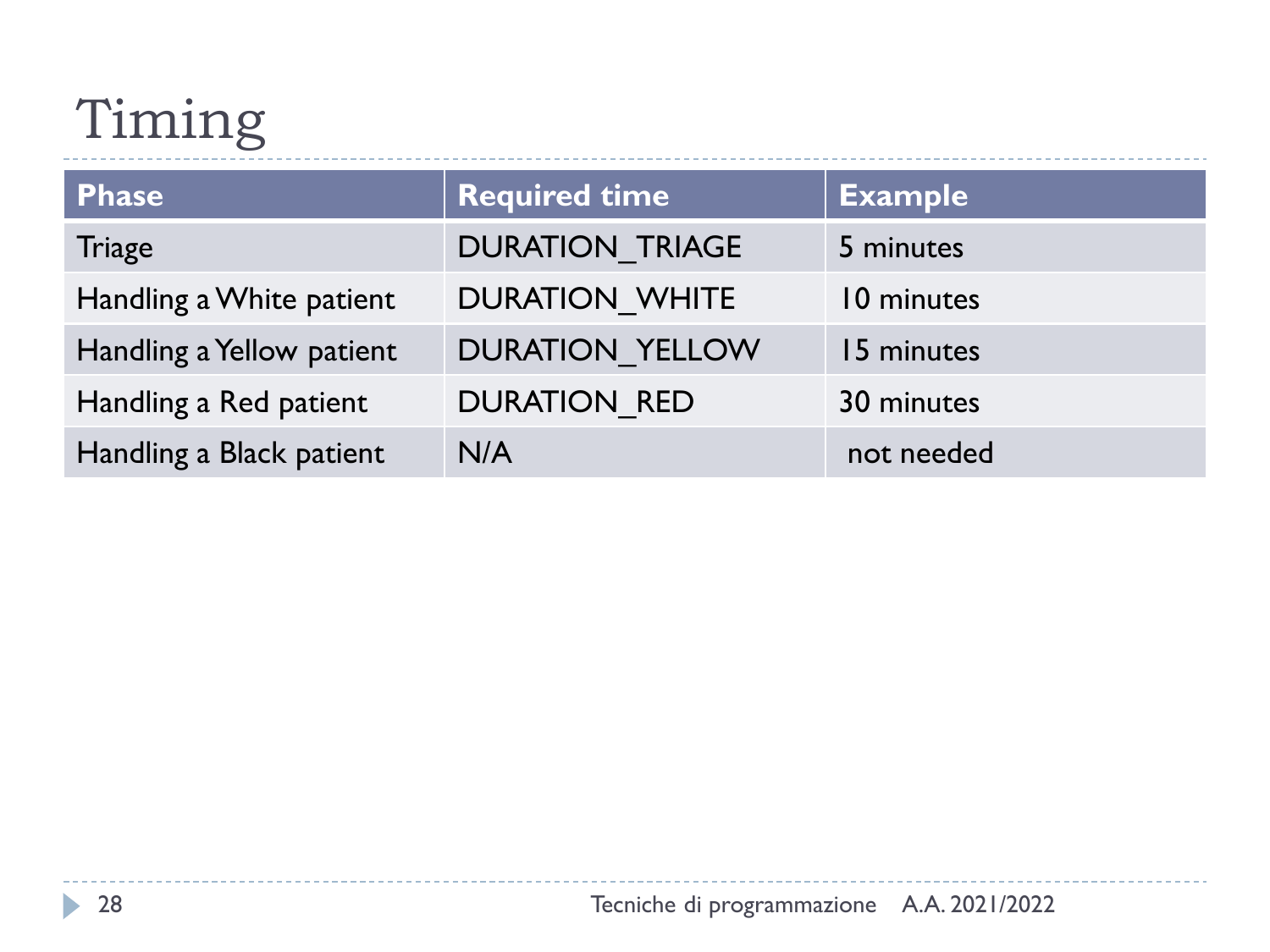# Timing

| Phase | Required time | Example |
|---|---|---|
| Triage | DURATION_TRIAGE | 5 minutes |
| Handling a White patient | DURATION_WHITE | 10 minutes |
| Handling a Yellow patient | DURATION_YELLOW | 15 minutes |
| Handling a Red patient | DURATION_RED | 30 minutes |
| Handling a Black patient | N/A | not needed |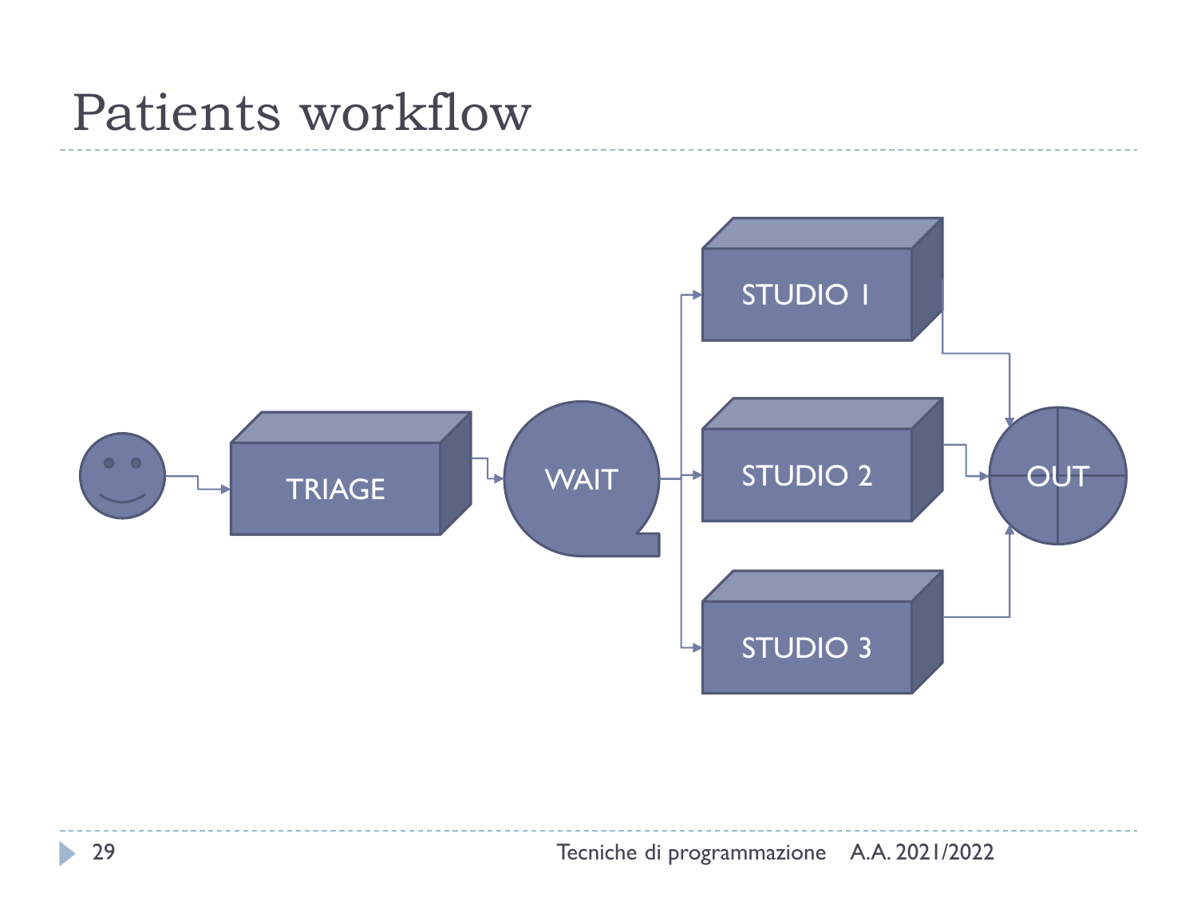# Patients workflow

TRIAGE

WAIT

STUDIO 1

STUDIO 2

STUDIO 3

OUT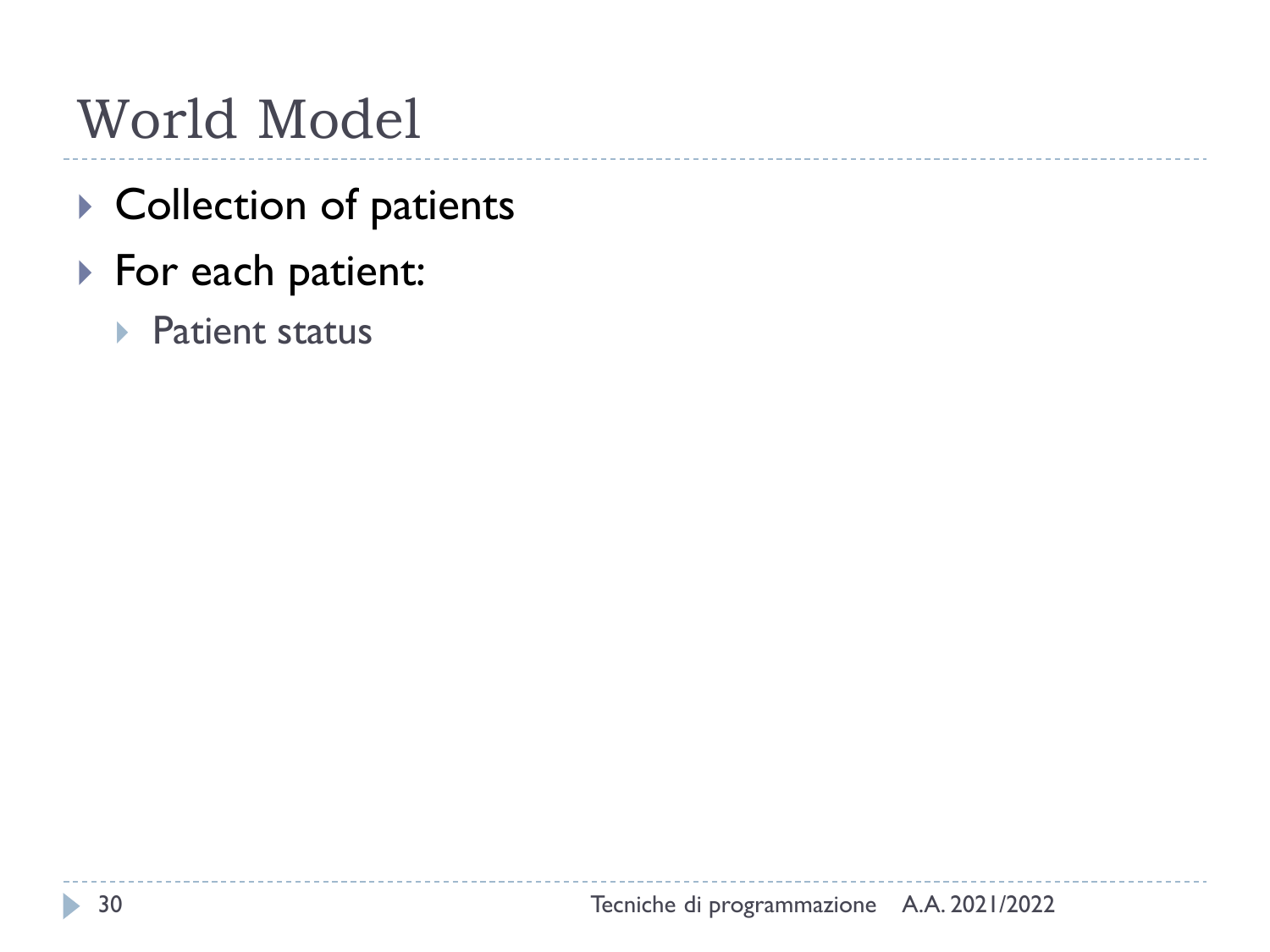# World Model

- Collection of patients
- For each patient:
  - Patient status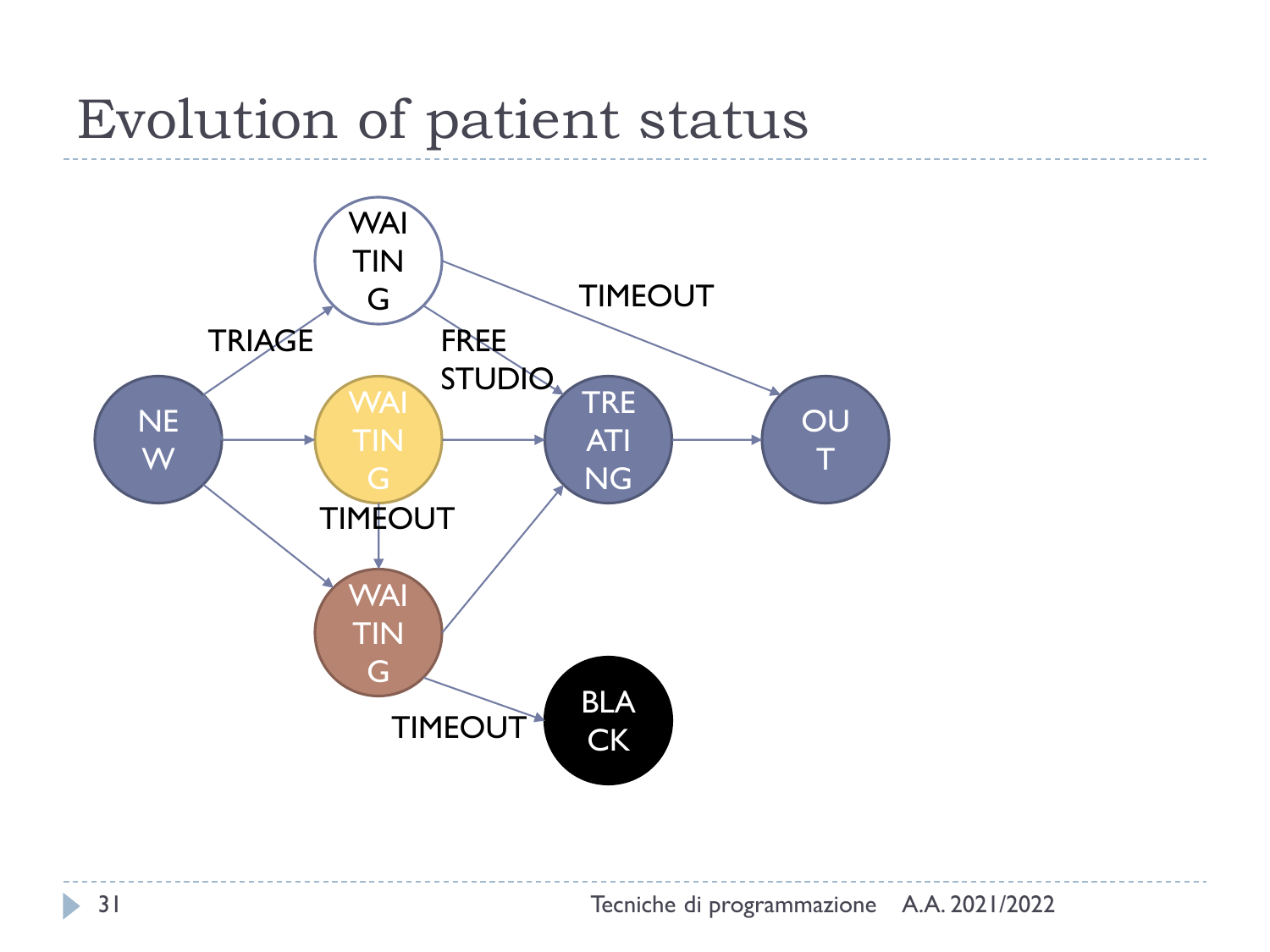# Evolution of patient status

WAITING, NEW, WAITING, WAITING, TREATING, OUT, BLACK

TRIAGE, FREE STUDIO, TIMEOUT, TIMEOUT, TIMEOUT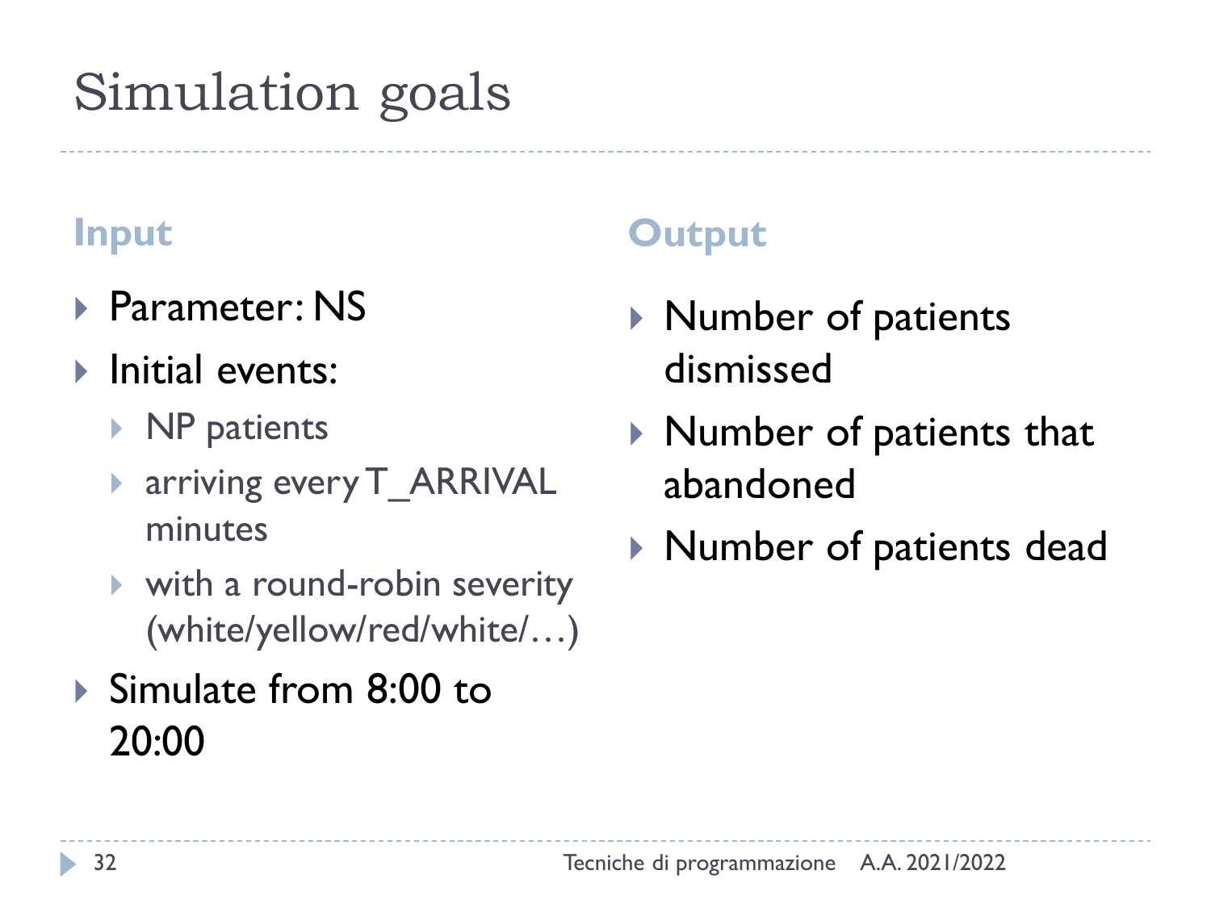# Simulation goals

### Input

- Parameter: NS
- Initial events:
  - NP patients
  - arriving every T_ARRIVAL minutes
  - with a round-robin severity (white/yellow/red/white/…)
- Simulate from 8:00 to 20:00

### Output

- Number of patients dismissed
- Number of patients that abandoned
- Number of patients dead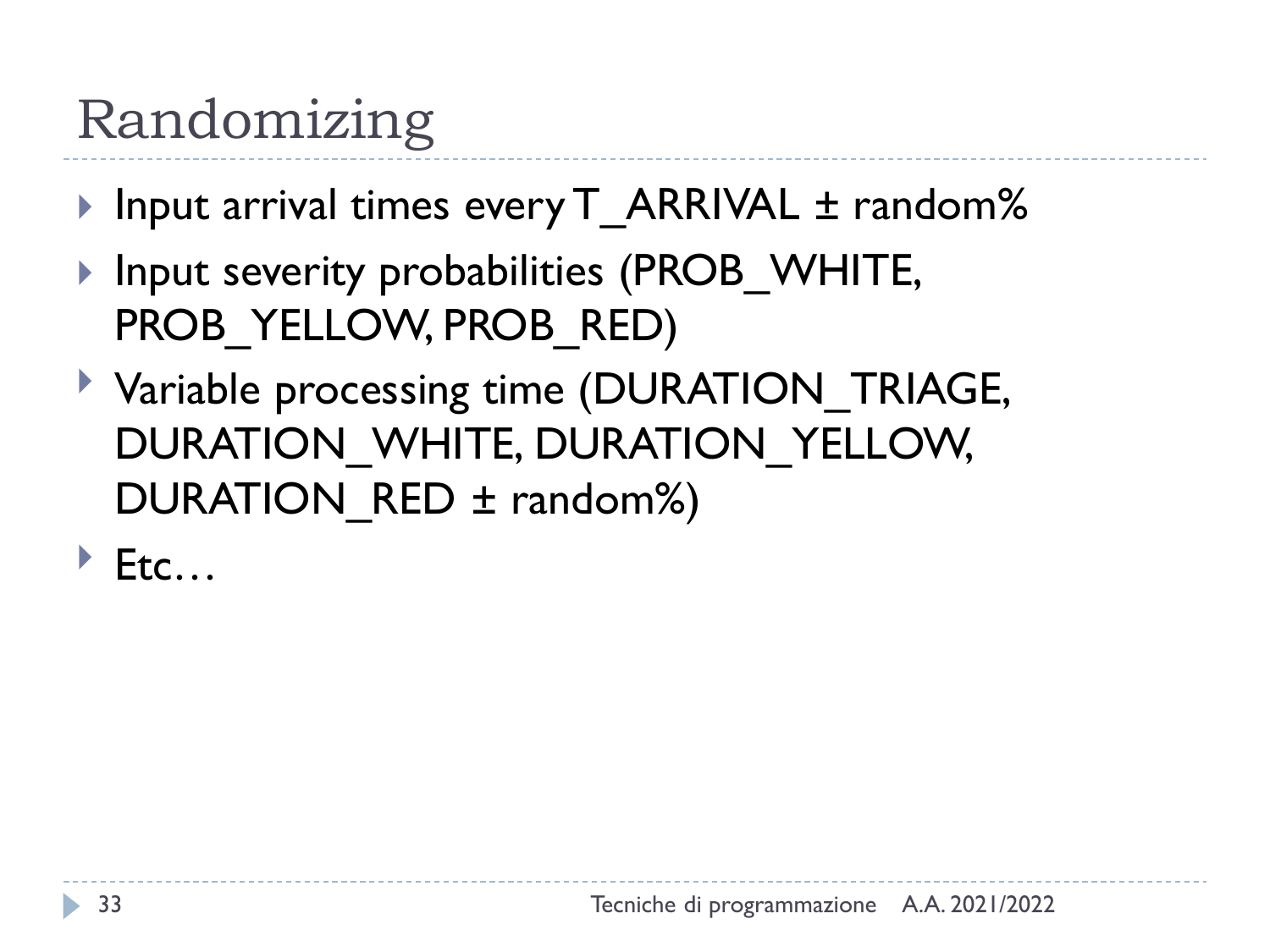# Randomizing

- Input arrival times every T_ARRIVAL ± random%
- Input severity probabilities (PROB_WHITE, PROB_YELLOW, PROB_RED)
- Variable processing time (DURATION_TRIAGE, DURATION_WHITE, DURATION_YELLOW, DURATION_RED ± random%)
- Etc…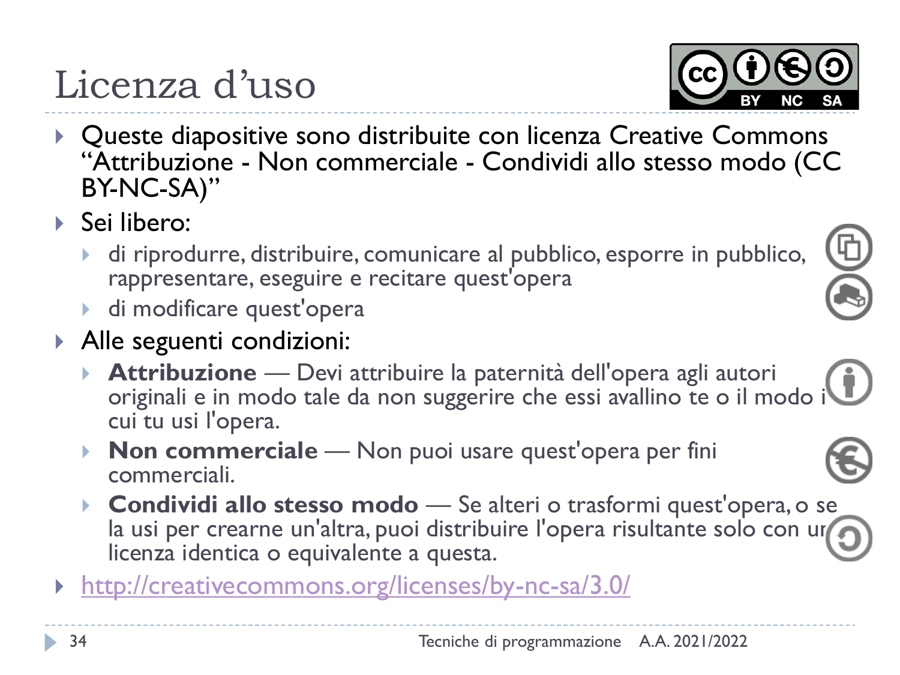# Licenza d'uso

- Queste diapositive sono distribuite con licenza Creative Commons "Attribuzione - Non commerciale - Condividi allo stesso modo (CC BY-NC-SA)"
- Sei libero:
  - di riprodurre, distribuire, comunicare al pubblico, esporre in pubblico, rappresentare, eseguire e recitare quest'opera
  - di modificare quest'opera
- Alle seguenti condizioni:
  - **Attribuzione** — Devi attribuire la paternità dell'opera agli autori originali e in modo tale da non suggerire che essi avallino te o il modo in cui tu usi l'opera.
  - **Non commerciale** — Non puoi usare quest'opera per fini commerciali.
  - **Condividi allo stesso modo** — Se alteri o trasformi quest'opera, o se la usi per crearne un'altra, puoi distribuire l'opera risultante solo con una licenza identica o equivalente a questa.
- http://creativecommons.org/licenses/by-nc-sa/3.0/